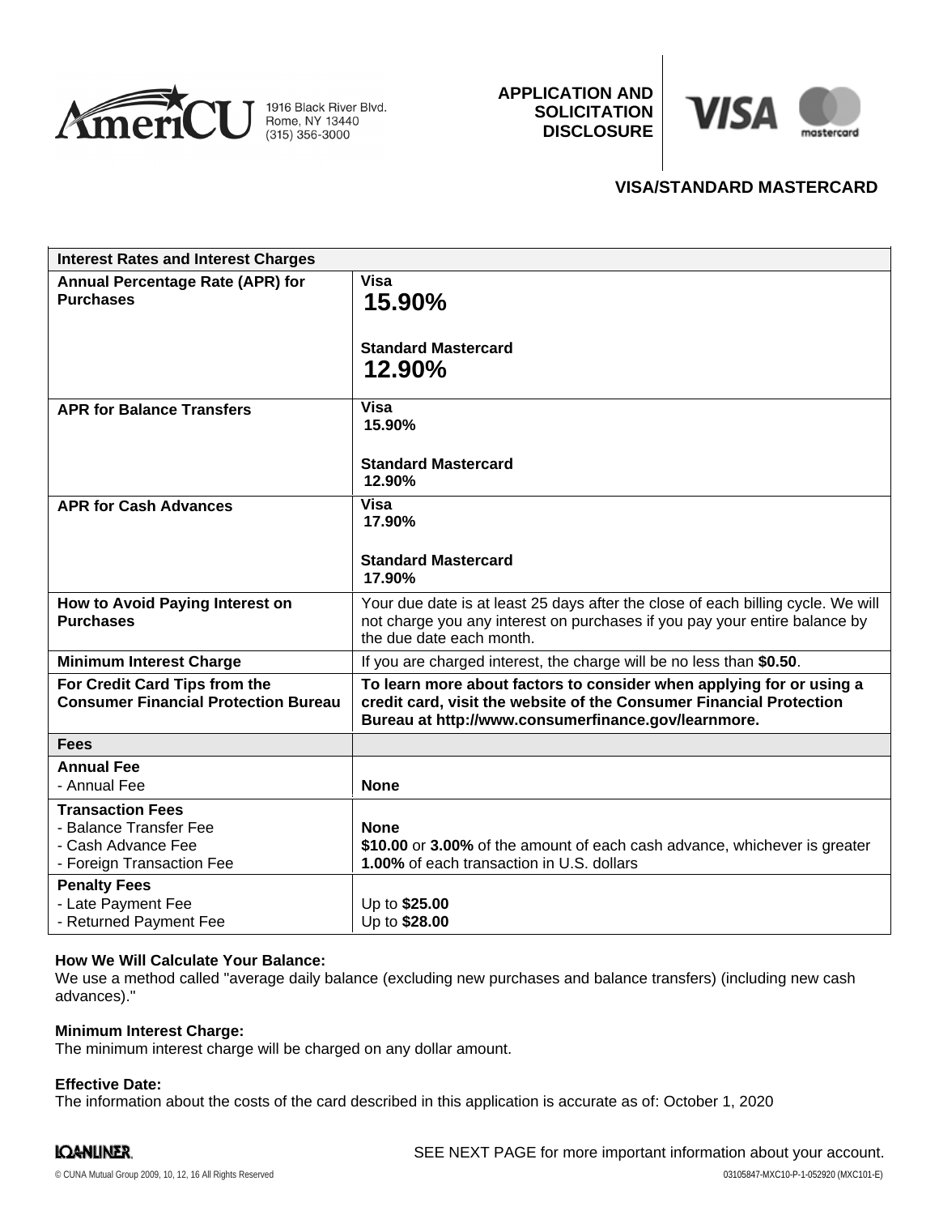AmeriCU 1916 Black River Blvd. Rome, NY 13440 (315) 356-3000

**APPLICATION AND SOLICITATION DISCLOSURE**

VISA mastercard

## VISA/STANDARD MASTERCARD

| Interest Rates and Interest Charges | |
|---|---|
| **Annual Percentage Rate (APR) for Purchases** | **Visa** **15.90%** **Standard Mastercard** **12.90%** |
| **APR for Balance Transfers** | **Visa** **15.90%** **Standard Mastercard** **12.90%** |
| **APR for Cash Advances** | **Visa** **17.90%** **Standard Mastercard** **17.90%** |
| **How to Avoid Paying Interest on Purchases** | Your due date is at least 25 days after the close of each billing cycle. We will not charge you any interest on purchases if you pay your entire balance by the due date each month. |
| **Minimum Interest Charge** | If you are charged interest, the charge will be no less than **$0.50**. |
| **For Credit Card Tips from the Consumer Financial Protection Bureau** | **To learn more about factors to consider when applying for or using a credit card, visit the website of the Consumer Financial Protection Bureau at http://www.consumerfinance.gov/learnmore.** |
| **Fees** | |
| **Annual Fee** - Annual Fee | **None** |
| **Transaction Fees** - Balance Transfer Fee - Cash Advance Fee - Foreign Transaction Fee | **None** **$10.00** or **3.00%** of the amount of each cash advance, whichever is greater **1.00%** of each transaction in U.S. dollars |
| **Penalty Fees** - Late Payment Fee - Returned Payment Fee | Up to **$25.00** Up to **$28.00** |

**How We Will Calculate Your Balance:**
We use a method called "average daily balance (excluding new purchases and balance transfers) (including new cash advances)."

**Minimum Interest Charge:**
The minimum interest charge will be charged on any dollar amount.

**Effective Date:**
The information about the costs of the card described in this application is accurate as of: October 1, 2020

SEE NEXT PAGE for more important information about your account.

© CUNA Mutual Group 2009, 10, 12, 16 All Rights Reserved 03105847-MXC10-P-1-052920 (MXC101-E)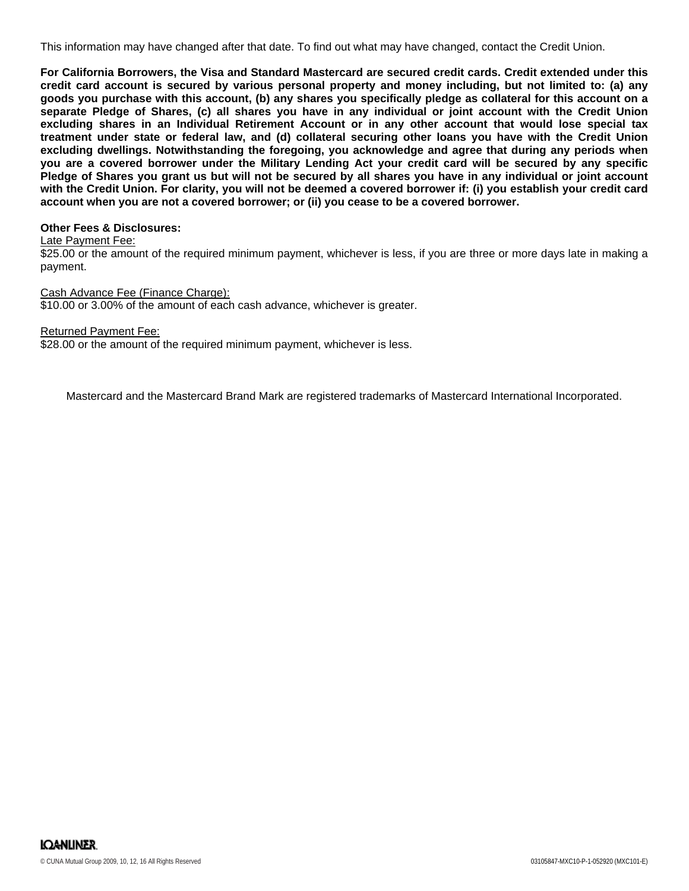This information may have changed after that date. To find out what may have changed, contact the Credit Union.

**For California Borrowers, the Visa and Standard Mastercard are secured credit cards. Credit extended under this credit card account is secured by various personal property and money including, but not limited to: (a) any goods you purchase with this account, (b) any shares you specifically pledge as collateral for this account on a separate Pledge of Shares, (c) all shares you have in any individual or joint account with the Credit Union excluding shares in an Individual Retirement Account or in any other account that would lose special tax treatment under state or federal law, and (d) collateral securing other loans you have with the Credit Union excluding dwellings. Notwithstanding the foregoing, you acknowledge and agree that during any periods when you are a covered borrower under the Military Lending Act your credit card will be secured by any specific Pledge of Shares you grant us but will not be secured by all shares you have in any individual or joint account with the Credit Union. For clarity, you will not be deemed a covered borrower if: (i) you establish your credit card account when you are not a covered borrower; or (ii) you cease to be a covered borrower.**

**Other Fees & Disclosures:**

Late Payment Fee:
$25.00 or the amount of the required minimum payment, whichever is less, if you are three or more days late in making a payment.

Cash Advance Fee (Finance Charge):
$10.00 or 3.00% of the amount of each cash advance, whichever is greater.

Returned Payment Fee:
$28.00 or the amount of the required minimum payment, whichever is less.

Mastercard and the Mastercard Brand Mark are registered trademarks of Mastercard International Incorporated.

LOANLINER

© CUNA Mutual Group 2009, 10, 12, 16 All Rights Reserved

03105847-MXC10-P-1-052920 (MXC101-E)